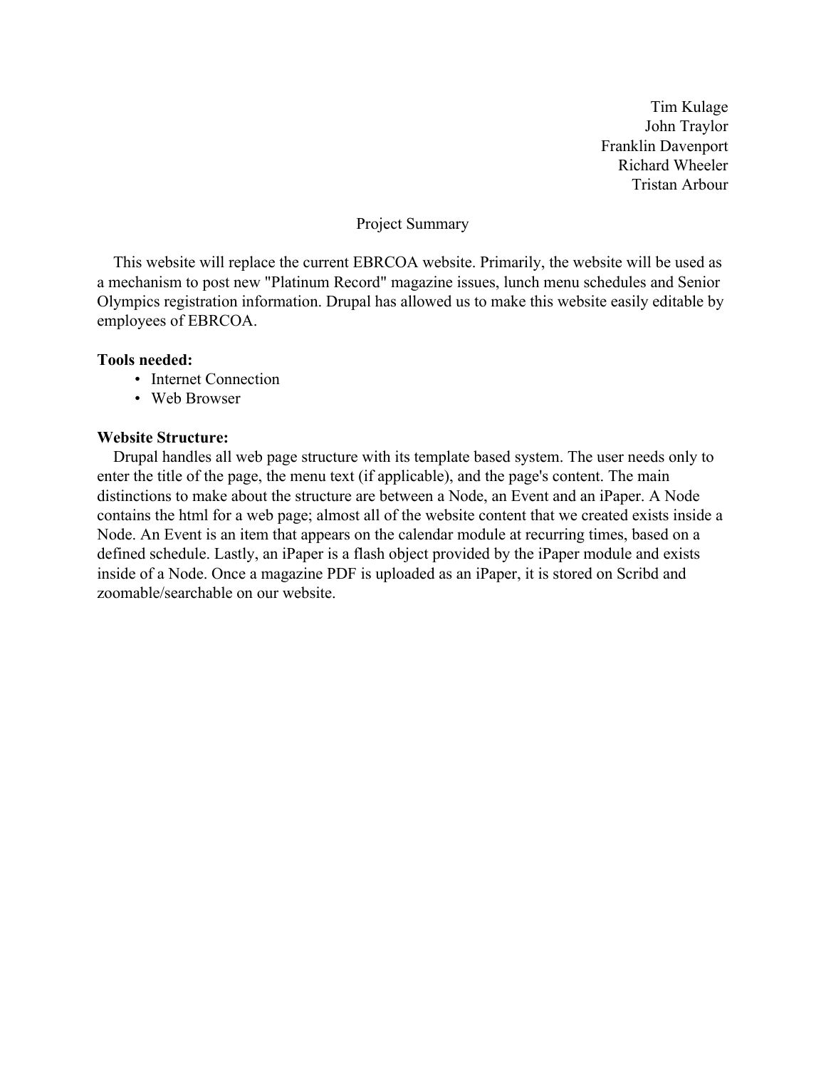Tim Kulage
John Traylor
Franklin Davenport
Richard Wheeler
Tristan Arbour

## Project Summary

This website will replace the current EBRCOA website. Primarily, the website will be used as a mechanism to post new "Platinum Record" magazine issues, lunch menu schedules and Senior Olympics registration information. Drupal has allowed us to make this website easily editable by employees of EBRCOA.

**Tools needed:**

- Internet Connection
- Web Browser

**Website Structure:**

Drupal handles all web page structure with its template based system. The user needs only to enter the title of the page, the menu text (if applicable), and the page's content. The main distinctions to make about the structure are between a Node, an Event and an iPaper. A Node contains the html for a web page; almost all of the website content that we created exists inside a Node. An Event is an item that appears on the calendar module at recurring times, based on a defined schedule. Lastly, an iPaper is a flash object provided by the iPaper module and exists inside of a Node. Once a magazine PDF is uploaded as an iPaper, it is stored on Scribd and zoomable/searchable on our website.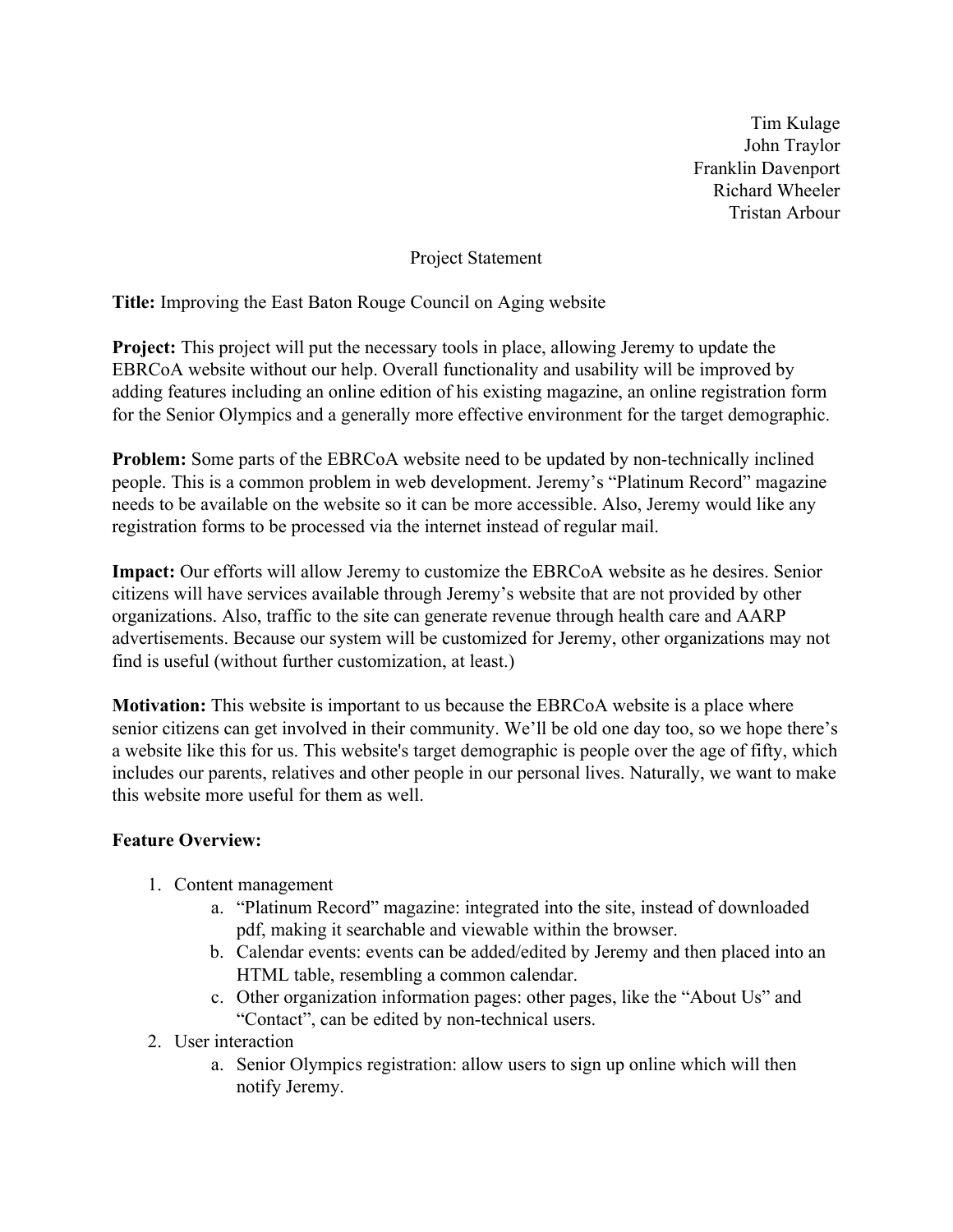Tim Kulage
John Traylor
Franklin Davenport
Richard Wheeler
Tristan Arbour

Project Statement

**Title:** Improving the East Baton Rouge Council on Aging website

**Project:** This project will put the necessary tools in place, allowing Jeremy to update the EBRCoA website without our help. Overall functionality and usability will be improved by adding features including an online edition of his existing magazine, an online registration form for the Senior Olympics and a generally more effective environment for the target demographic.

**Problem:** Some parts of the EBRCoA website need to be updated by non-technically inclined people. This is a common problem in web development. Jeremy's "Platinum Record" magazine needs to be available on the website so it can be more accessible. Also, Jeremy would like any registration forms to be processed via the internet instead of regular mail.

**Impact:** Our efforts will allow Jeremy to customize the EBRCoA website as he desires. Senior citizens will have services available through Jeremy's website that are not provided by other organizations. Also, traffic to the site can generate revenue through health care and AARP advertisements. Because our system will be customized for Jeremy, other organizations may not find is useful (without further customization, at least.)

**Motivation:** This website is important to us because the EBRCoA website is a place where senior citizens can get involved in their community. We'll be old one day too, so we hope there's a website like this for us. This website's target demographic is people over the age of fifty, which includes our parents, relatives and other people in our personal lives. Naturally, we want to make this website more useful for them as well.

**Feature Overview:**

1. Content management
    a. "Platinum Record" magazine: integrated into the site, instead of downloaded pdf, making it searchable and viewable within the browser.
    b. Calendar events: events can be added/edited by Jeremy and then placed into an HTML table, resembling a common calendar.
    c. Other organization information pages: other pages, like the "About Us" and "Contact", can be edited by non-technical users.
2. User interaction
    a. Senior Olympics registration: allow users to sign up online which will then notify Jeremy.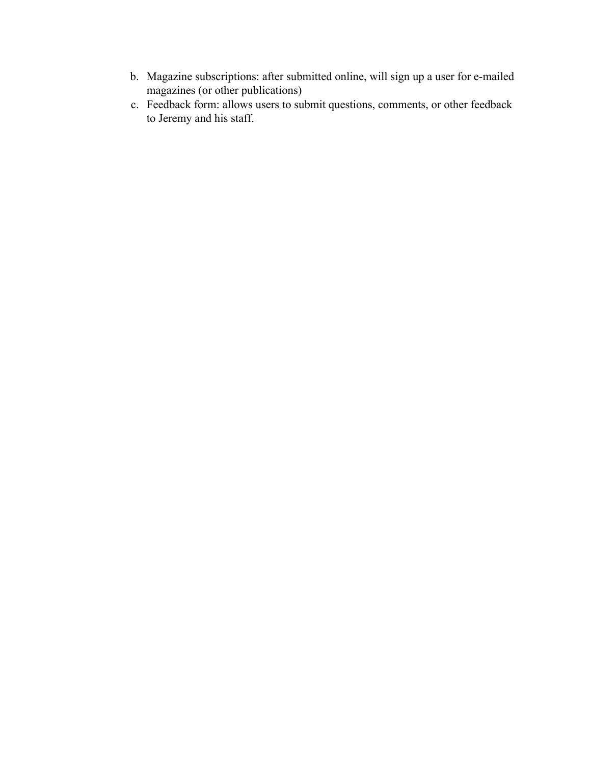b. Magazine subscriptions: after submitted online, will sign up a user for e-mailed magazines (or other publications)
c. Feedback form: allows users to submit questions, comments, or other feedback to Jeremy and his staff.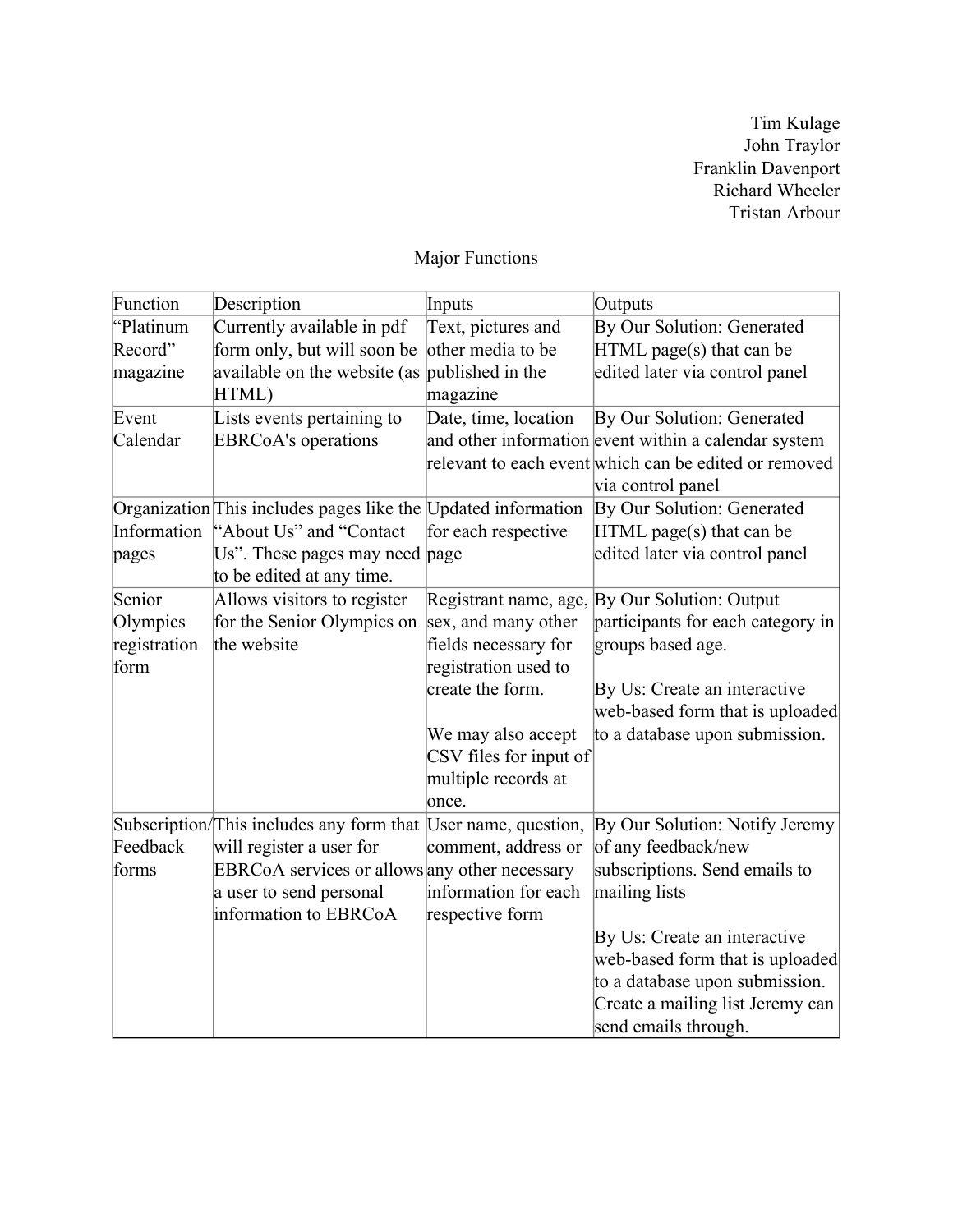Tim Kulage
John Traylor
Franklin Davenport
Richard Wheeler
Tristan Arbour

Major Functions

| Function | Description | Inputs | Outputs |
|---|---|---|---|
| "Platinum Record" magazine | Currently available in pdf form only, but will soon be available on the website (as HTML) | Text, pictures and other media to be published in the magazine | By Our Solution: Generated HTML page(s) that can be edited later via control panel |
| Event Calendar | Lists events pertaining to EBRCoA's operations | Date, time, location and other information relevant to each event | By Our Solution: Generated event within a calendar system which can be edited or removed via control panel |
| Organization Information pages | This includes pages like the "About Us" and "Contact Us". These pages may need to be edited at any time. | Updated information for each respective page | By Our Solution: Generated HTML page(s) that can be edited later via control panel |
| Senior Olympics registration form | Allows visitors to register for the Senior Olympics on the website | Registrant name, age, sex, and many other fields necessary for registration used to create the form.<br><br>We may also accept CSV files for input of multiple records at once. | By Our Solution: Output participants for each category in groups based age.<br><br>By Us: Create an interactive web-based form that is uploaded to a database upon submission. |
| Subscription/ Feedback forms | This includes any form that will register a user for EBRCoA services or allows a user to send personal information to EBRCoA | User name, question, comment, address or any other necessary information for each respective form | By Our Solution: Notify Jeremy of any feedback/new subscriptions. Send emails to mailing lists<br><br>By Us: Create an interactive web-based form that is uploaded to a database upon submission. Create a mailing list Jeremy can send emails through. |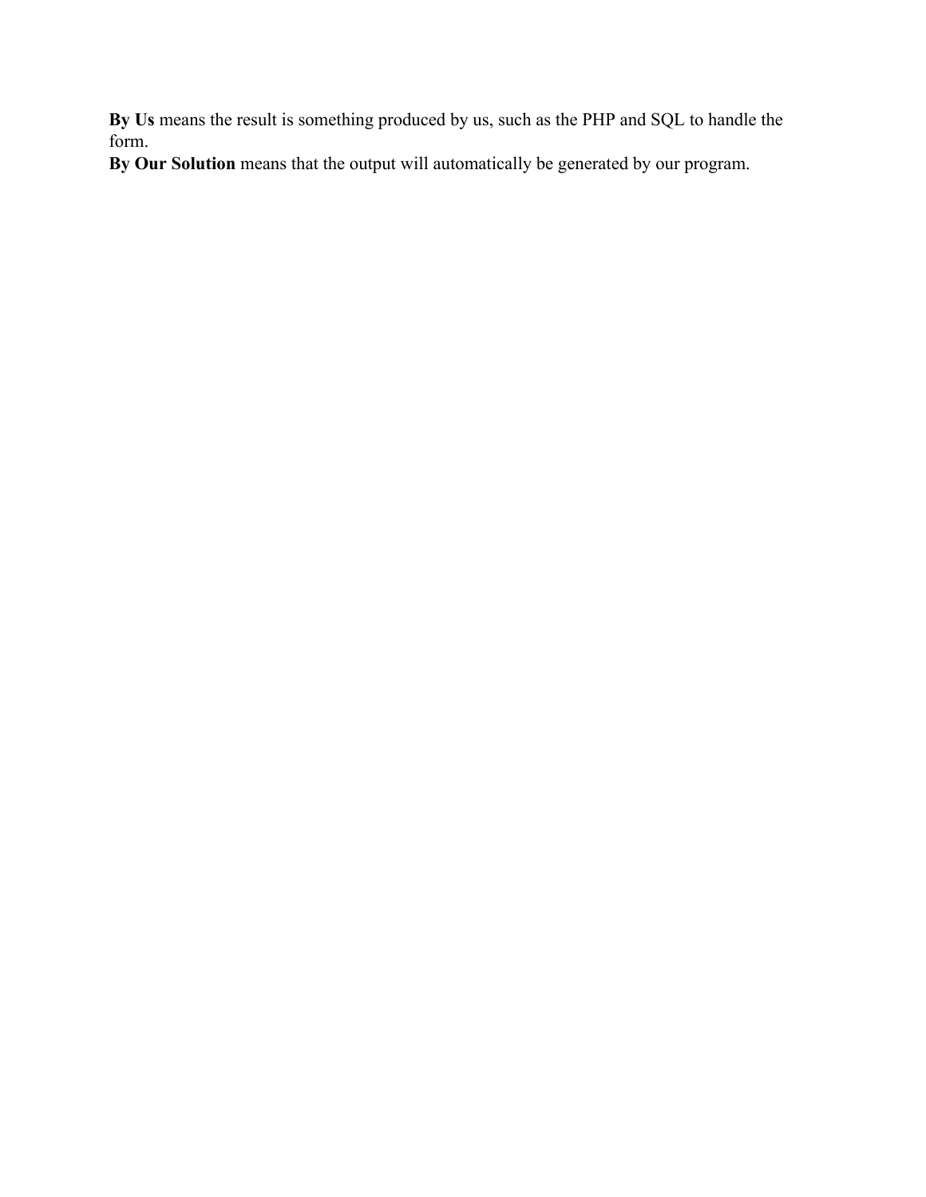**By Us** means the result is something produced by us, such as the PHP and SQL to handle the form.
**By Our Solution** means that the output will automatically be generated by our program.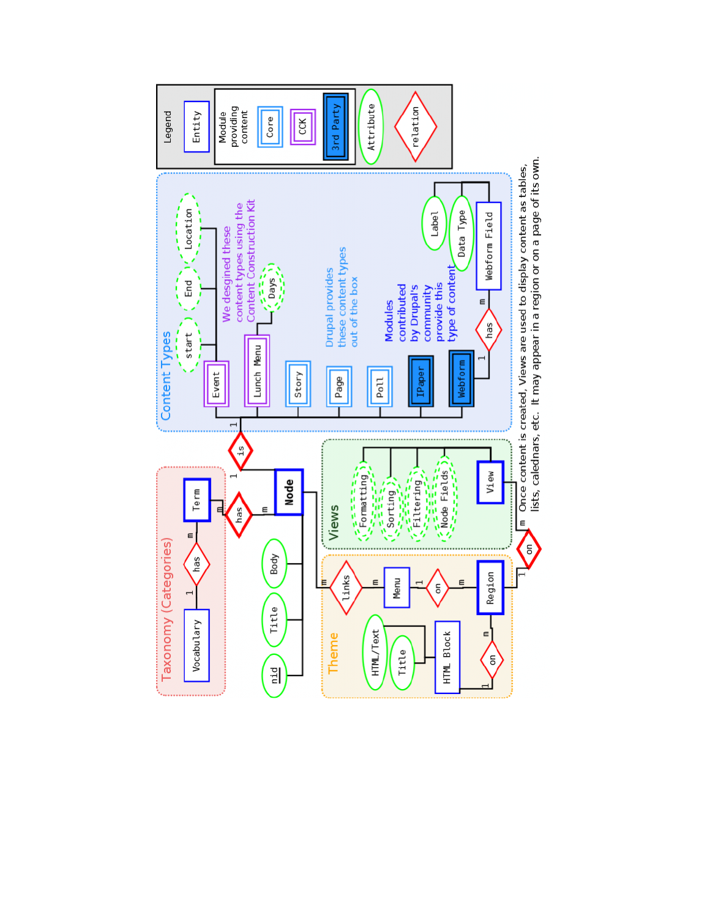**Legend**
- Entity
- Module providing content: Core, CCK, 3rd Party
- Attribute
- relation

**Content Types**
- Event (start, End, Location)
- Lunch Menu (Days)
- Story
- Page
- Poll
- IPaper
- Webform — has — Webform Field (Label, Data Type)

We desgined these content types using the Content Construction Kit

Drupal provides these content types out of the box

Modules contributed by Drupal's community provide this type of content

**Taxonomy (Categories)**
- Vocabulary — has — Term

**Node** (nid, Title, Body)
- Node — is — Content Types
- Node — has — Term

**Views**
- View (Formatting, Sorting, Filtering, Node Fields)

**Theme**
- Menu — links — Node
- Menu — on — Region
- HTML Block (HTML/Text, Title) — on — Region
- View — on — Region

Once content is created, Views are used to display content as tables, lists, calednars, etc. It may appear in a region or on a page of its own.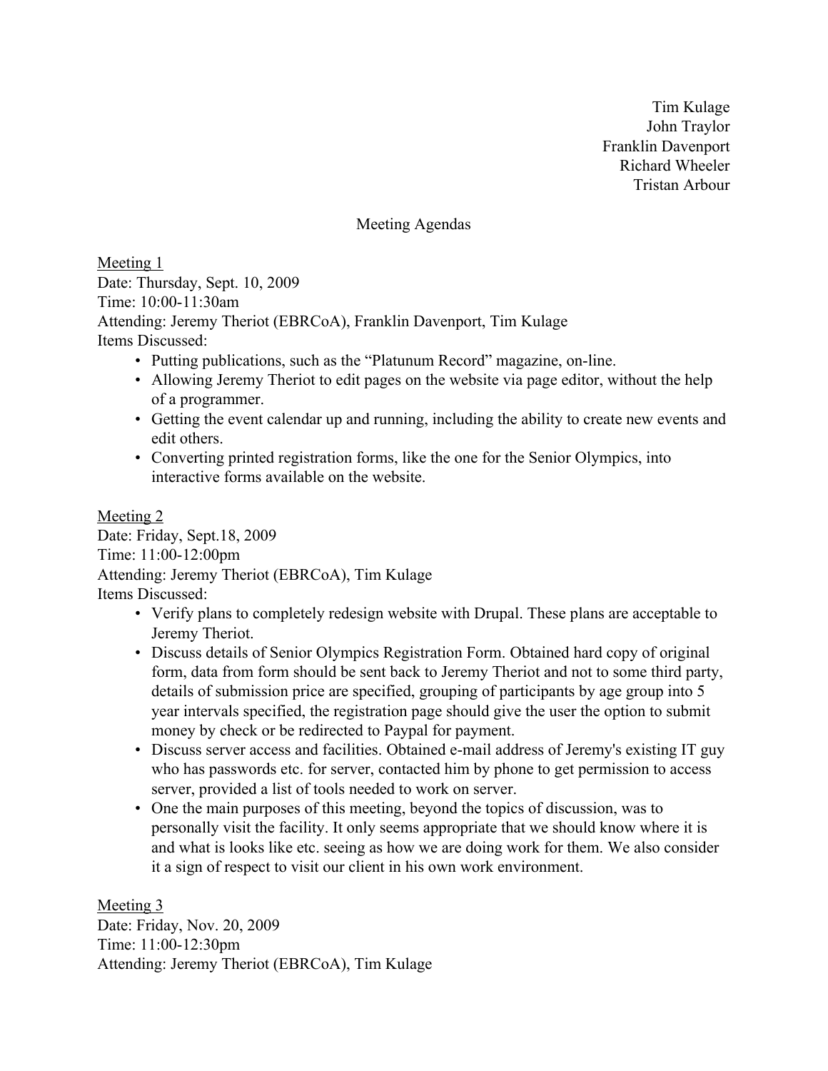Tim Kulage  
John Traylor  
Franklin Davenport  
Richard Wheeler  
Tristan Arbour

Meeting Agendas

Meeting 1  
Date: Thursday, Sept. 10, 2009  
Time: 10:00-11:30am  
Attending: Jeremy Theriot (EBRCoA), Franklin Davenport, Tim Kulage  
Items Discussed:

- Putting publications, such as the "Platunum Record" magazine, on-line.
- Allowing Jeremy Theriot to edit pages on the website via page editor, without the help of a programmer.
- Getting the event calendar up and running, including the ability to create new events and edit others.
- Converting printed registration forms, like the one for the Senior Olympics, into interactive forms available on the website.

Meeting 2  
Date: Friday, Sept.18, 2009  
Time: 11:00-12:00pm  
Attending: Jeremy Theriot (EBRCoA), Tim Kulage  
Items Discussed:

- Verify plans to completely redesign website with Drupal. These plans are acceptable to Jeremy Theriot.
- Discuss details of Senior Olympics Registration Form. Obtained hard copy of original form, data from form should be sent back to Jeremy Theriot and not to some third party, details of submission price are specified, grouping of participants by age group into 5 year intervals specified, the registration page should give the user the option to submit money by check or be redirected to Paypal for payment.
- Discuss server access and facilities. Obtained e-mail address of Jeremy's existing IT guy who has passwords etc. for server, contacted him by phone to get permission to access server, provided a list of tools needed to work on server.
- One the main purposes of this meeting, beyond the topics of discussion, was to personally visit the facility. It only seems appropriate that we should know where it is and what is looks like etc. seeing as how we are doing work for them. We also consider it a sign of respect to visit our client in his own work environment.

Meeting 3  
Date: Friday, Nov. 20, 2009  
Time: 11:00-12:30pm  
Attending: Jeremy Theriot (EBRCoA), Tim Kulage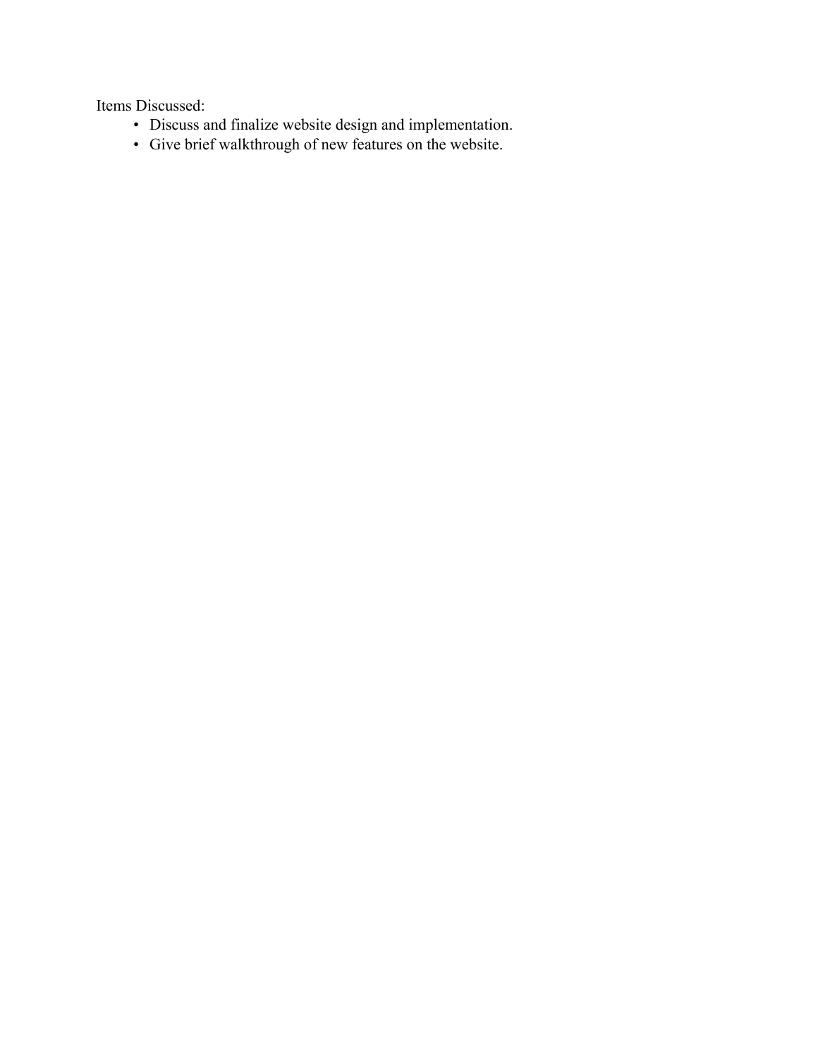Items Discussed:

- Discuss and finalize website design and implementation.
- Give brief walkthrough of new features on the website.